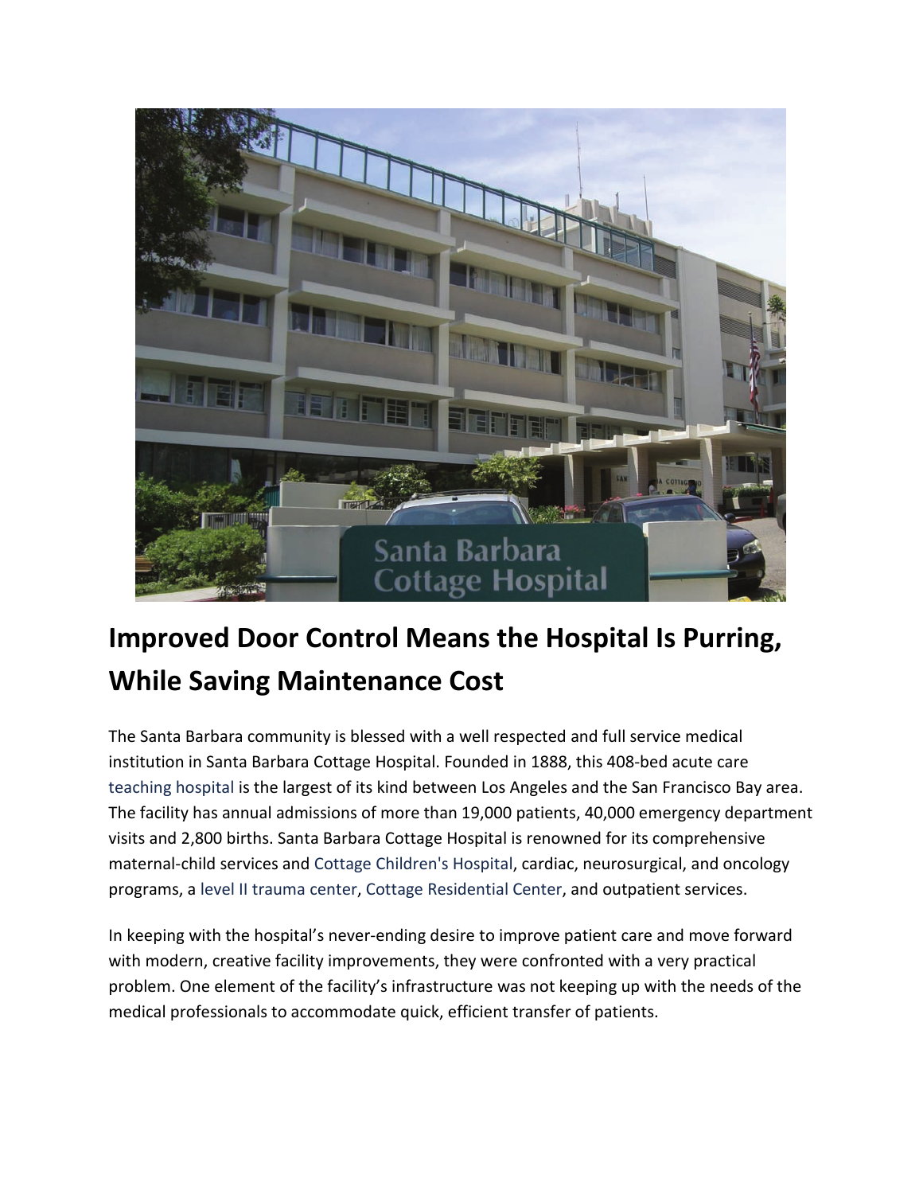# Improved Door Control Means the Hospital Is Purring, While Saving Maintenance Cost

The Santa Barbara community is blessed with a well respected and full service medical institution in Santa Barbara Cottage Hospital. Founded in 1888, this 408-bed acute care teaching hospital is the largest of its kind between Los Angeles and the San Francisco Bay area. The facility has annual admissions of more than 19,000 patients, 40,000 emergency department visits and 2,800 births. Santa Barbara Cottage Hospital is renowned for its comprehensive maternal-child services and Cottage Children's Hospital, cardiac, neurosurgical, and oncology programs, a level II trauma center, Cottage Residential Center, and outpatient services.

In keeping with the hospital's never-ending desire to improve patient care and move forward with modern, creative facility improvements, they were confronted with a very practical problem. One element of the facility's infrastructure was not keeping up with the needs of the medical professionals to accommodate quick, efficient transfer of patients.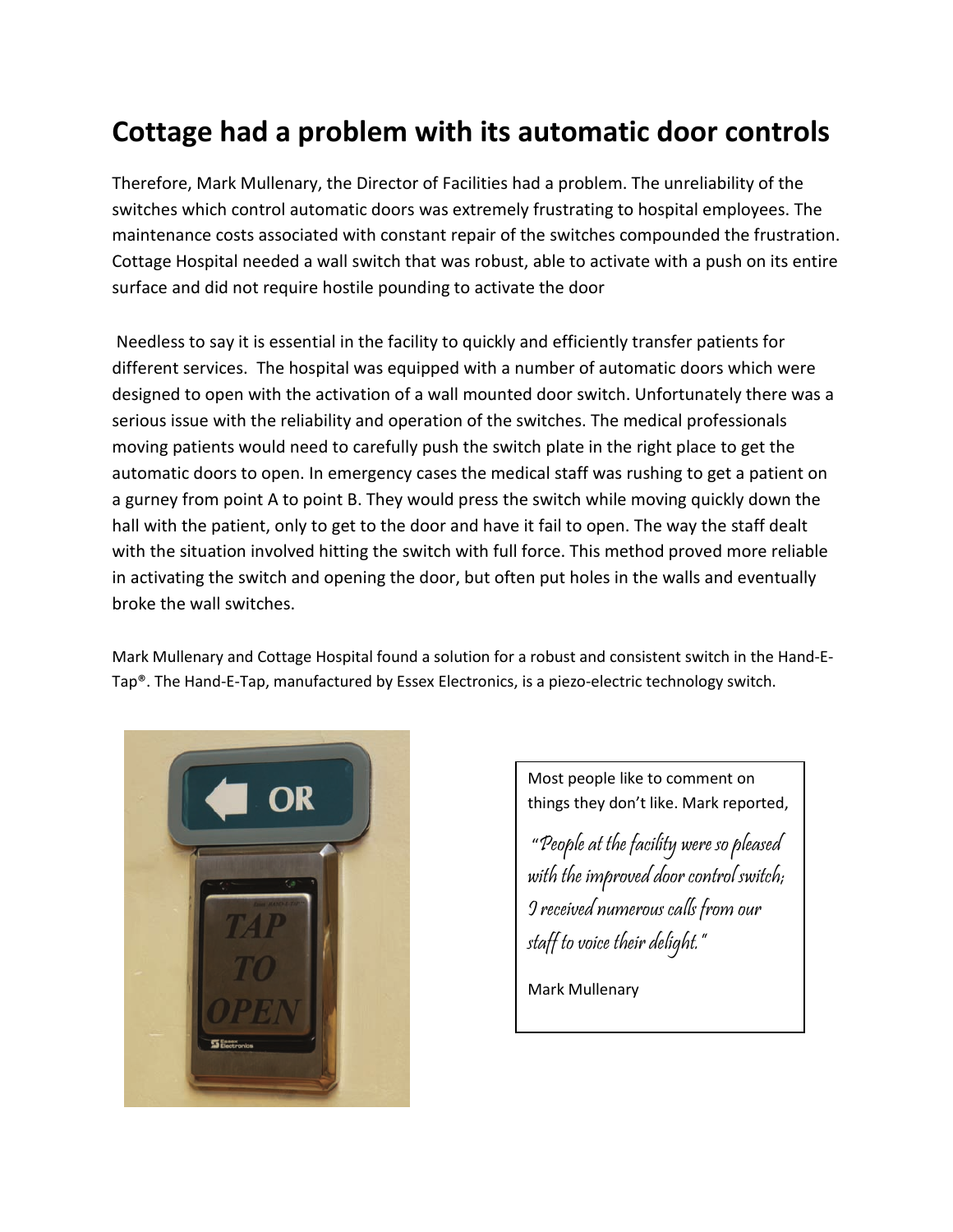# Cottage had a problem with its automatic door controls

Therefore, Mark Mullenary, the Director of Facilities had a problem. The unreliability of the switches which control automatic doors was extremely frustrating to hospital employees. The maintenance costs associated with constant repair of the switches compounded the frustration. Cottage Hospital needed a wall switch that was robust, able to activate with a push on its entire surface and did not require hostile pounding to activate the door

Needless to say it is essential in the facility to quickly and efficiently transfer patients for different services. The hospital was equipped with a number of automatic doors which were designed to open with the activation of a wall mounted door switch. Unfortunately there was a serious issue with the reliability and operation of the switches. The medical professionals moving patients would need to carefully push the switch plate in the right place to get the automatic doors to open. In emergency cases the medical staff was rushing to get a patient on a gurney from point A to point B. They would press the switch while moving quickly down the hall with the patient, only to get to the door and have it fail to open. The way the staff dealt with the situation involved hitting the switch with full force. This method proved more reliable in activating the switch and opening the door, but often put holes in the walls and eventually broke the wall switches.

Mark Mullenary and Cottage Hospital found a solution for a robust and consistent switch in the Hand-E-Tap®. The Hand-E-Tap, manufactured by Essex Electronics, is a piezo-electric technology switch.

Most people like to comment on things they don't like. Mark reported,

*"People at the facility were so pleased with the improved door control switch; I received numerous calls from our staff to voice their delight."*

Mark Mullenary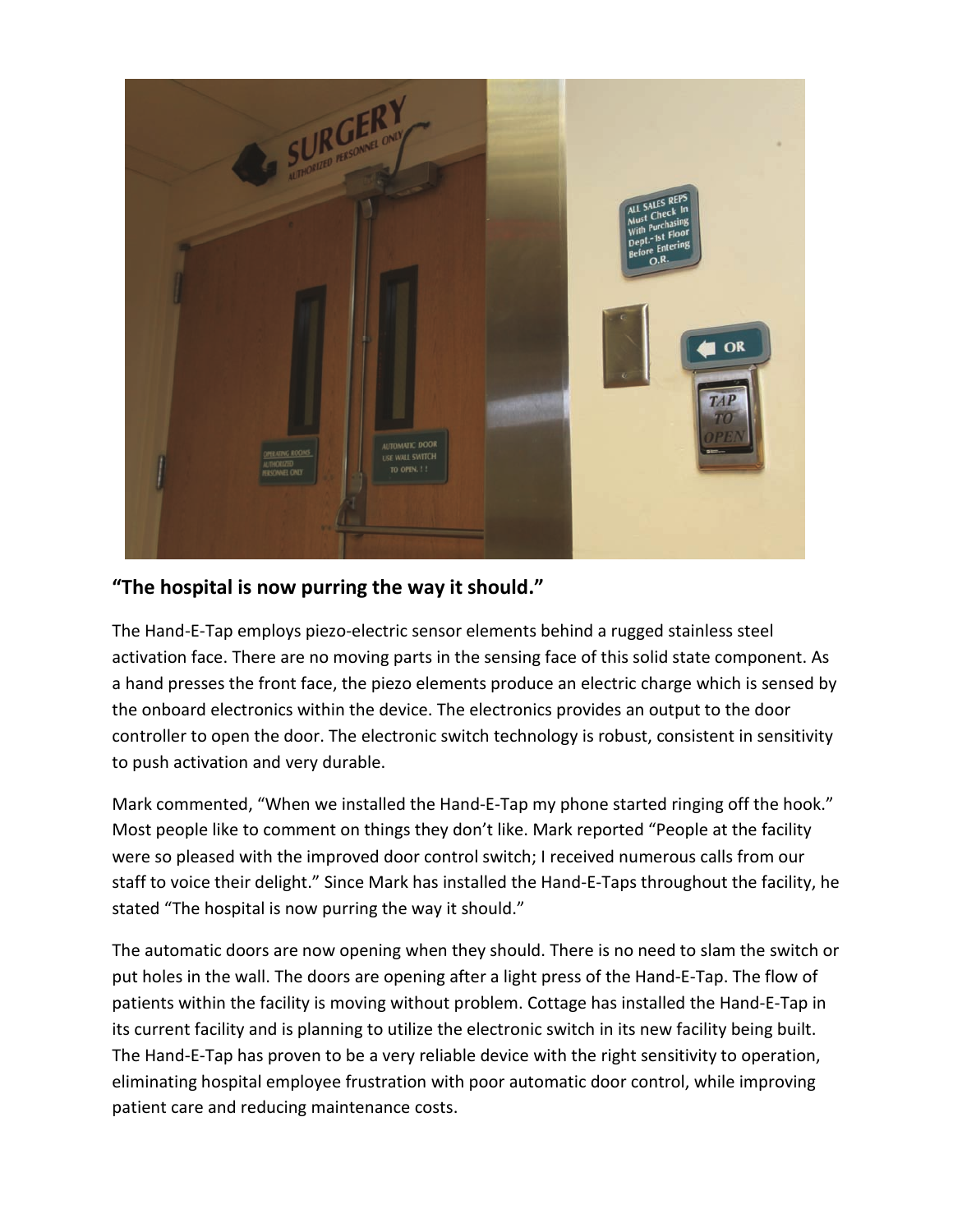## "The hospital is now purring the way it should."

The Hand-E-Tap employs piezo-electric sensor elements behind a rugged stainless steel activation face. There are no moving parts in the sensing face of this solid state component. As a hand presses the front face, the piezo elements produce an electric charge which is sensed by the onboard electronics within the device. The electronics provides an output to the door controller to open the door. The electronic switch technology is robust, consistent in sensitivity to push activation and very durable.

Mark commented, "When we installed the Hand-E-Tap my phone started ringing off the hook." Most people like to comment on things they don't like. Mark reported "People at the facility were so pleased with the improved door control switch; I received numerous calls from our staff to voice their delight." Since Mark has installed the Hand-E-Taps throughout the facility, he stated "The hospital is now purring the way it should."

The automatic doors are now opening when they should. There is no need to slam the switch or put holes in the wall. The doors are opening after a light press of the Hand-E-Tap. The flow of patients within the facility is moving without problem. Cottage has installed the Hand-E-Tap in its current facility and is planning to utilize the electronic switch in its new facility being built. The Hand-E-Tap has proven to be a very reliable device with the right sensitivity to operation, eliminating hospital employee frustration with poor automatic door control, while improving patient care and reducing maintenance costs.